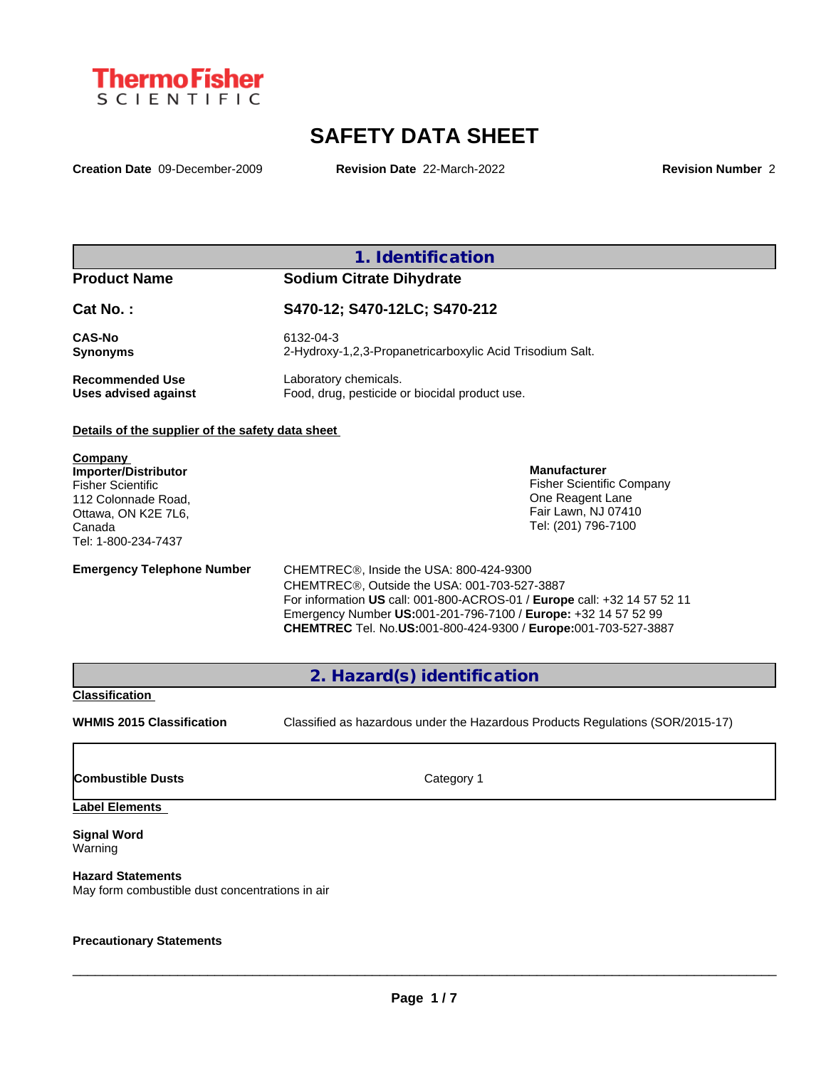ThermoFisher SCIENTIFIC

# SAFETY DATA SHEET

**Creation Date** 09-December-2009 **Revision Date** 22-March-2022 **Revision Number** 2

## 1. Identification

| | |
|---|---|
| **Product Name** | **Sodium Citrate Dihydrate** |
| **Cat No. :** | **S470-12; S470-12LC; S470-212** |
| **CAS-No** | 6132-04-3 |
| **Synonyms** | 2-Hydroxy-1,2,3-Propanetricarboxylic Acid Trisodium Salt. |
| **Recommended Use** | Laboratory chemicals. |
| **Uses advised against** | Food, drug, pesticide or biocidal product use. |

**Details of the supplier of the safety data sheet**

**Company**
**Importer/Distributor**
Fisher Scientific
112 Colonnade Road,
Ottawa, ON K2E 7L6,
Canada
Tel: 1-800-234-7437

**Manufacturer**
Fisher Scientific Company
One Reagent Lane
Fair Lawn, NJ 07410
Tel: (201) 796-7100

**Emergency Telephone Number**
CHEMTREC®, Inside the USA: 800-424-9300
CHEMTREC®, Outside the USA: 001-703-527-3887
For information **US** call: 001-800-ACROS-01 / **Europe** call: +32 14 57 52 11
Emergency Number **US:**001-201-796-7100 / **Europe:** +32 14 57 52 99
**CHEMTREC** Tel. No.**US:**001-800-424-9300 / **Europe:**001-703-527-3887

## 2. Hazard(s) identification

**Classification**

**WHMIS 2015 Classification** Classified as hazardous under the Hazardous Products Regulations (SOR/2015-17)

| | |
|---|---|
| **Combustible Dusts** | Category 1 |

**Label Elements**

**Signal Word**
Warning

**Hazard Statements**
May form combustible dust concentrations in air

**Precautionary Statements**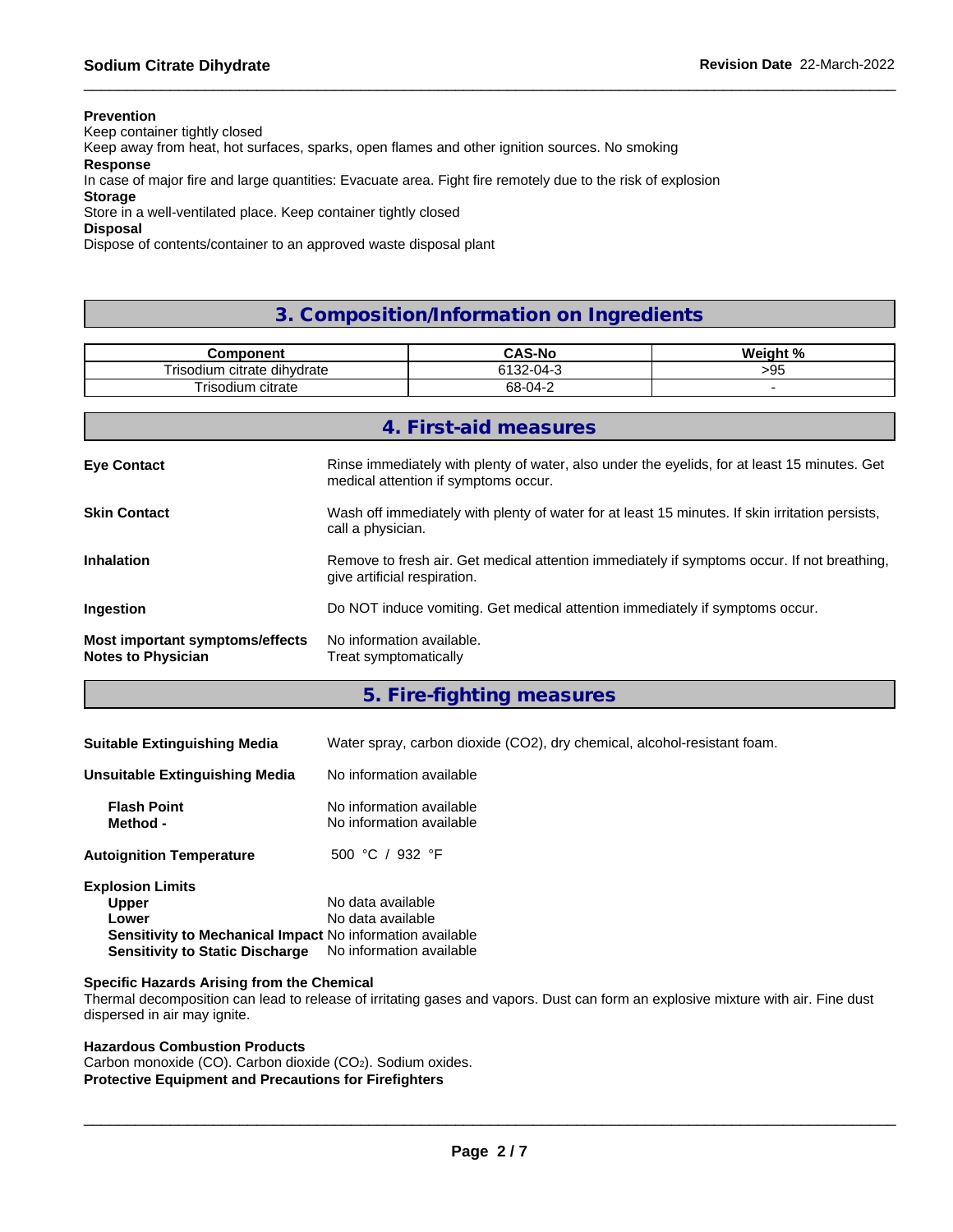**Prevention**
Keep container tightly closed
Keep away from heat, hot surfaces, sparks, open flames and other ignition sources. No smoking

**Response**
In case of major fire and large quantities: Evacuate area. Fight fire remotely due to the risk of explosion

**Storage**
Store in a well-ventilated place. Keep container tightly closed

**Disposal**
Dispose of contents/container to an approved waste disposal plant

## 3. Composition/Information on Ingredients

| Component | CAS-No | Weight % |
|---|---|---|
| Trisodium citrate dihydrate | 6132-04-3 | >95 |
| Trisodium citrate | 68-04-2 | - |

## 4. First-aid measures

**Eye Contact**
Rinse immediately with plenty of water, also under the eyelids, for at least 15 minutes. Get medical attention if symptoms occur.

**Skin Contact**
Wash off immediately with plenty of water for at least 15 minutes. If skin irritation persists, call a physician.

**Inhalation**
Remove to fresh air. Get medical attention immediately if symptoms occur. If not breathing, give artificial respiration.

**Ingestion**
Do NOT induce vomiting. Get medical attention immediately if symptoms occur.

**Most important symptoms/effects** No information available.
**Notes to Physician** Treat symptomatically

## 5. Fire-fighting measures

**Suitable Extinguishing Media**
Water spray, carbon dioxide ($CO_2$), dry chemical, alcohol-resistant foam.

**Unsuitable Extinguishing Media**
No information available

**Flash Point** No information available
**Method -** No information available

**Autoignition Temperature** 500 °C / 932 °F

**Explosion Limits**
**Upper** No data available
**Lower** No data available
**Sensitivity to Mechanical Impact** No information available
**Sensitivity to Static Discharge** No information available

**Specific Hazards Arising from the Chemical**
Thermal decomposition can lead to release of irritating gases and vapors. Dust can form an explosive mixture with air. Fine dust dispersed in air may ignite.

**Hazardous Combustion Products**
Carbon monoxide (CO). Carbon dioxide ($CO_2$). Sodium oxides.

**Protective Equipment and Precautions for Firefighters**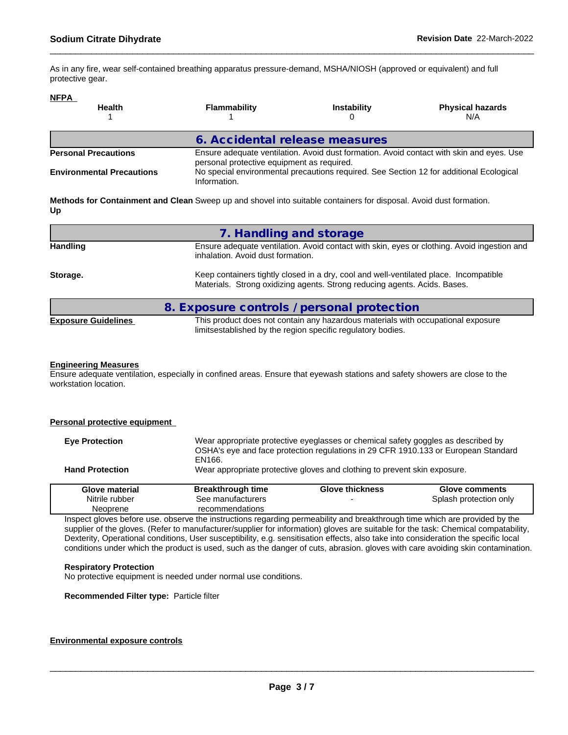As in any fire, wear self-contained breathing apparatus pressure-demand, MSHA/NIOSH (approved or equivalent) and full protective gear.

**NFPA**

| Health | Flammability | Instability | Physical hazards |
|---|---|---|---|
| 1 | 1 | 0 | N/A |

## 6. Accidental release measures

**Personal Precautions** Ensure adequate ventilation. Avoid dust formation. Avoid contact with skin and eyes. Use personal protective equipment as required.

**Environmental Precautions** No special environmental precautions required. See Section 12 for additional Ecological Information.

**Methods for Containment and Clean Up** Sweep up and shovel into suitable containers for disposal. Avoid dust formation.

## 7. Handling and storage

**Handling** Ensure adequate ventilation. Avoid contact with skin, eyes or clothing. Avoid ingestion and inhalation. Avoid dust formation.

**Storage.** Keep containers tightly closed in a dry, cool and well-ventilated place. Incompatible Materials. Strong oxidizing agents. Strong reducing agents. Acids. Bases.

## 8. Exposure controls / personal protection

**Exposure Guidelines** This product does not contain any hazardous materials with occupational exposure limitsestablished by the region specific regulatory bodies.

**Engineering Measures**

Ensure adequate ventilation, especially in confined areas. Ensure that eyewash stations and safety showers are close to the workstation location.

**Personal protective equipment**

**Eye Protection** Wear appropriate protective eyeglasses or chemical safety goggles as described by OSHA's eye and face protection regulations in 29 CFR 1910.133 or European Standard EN166.

**Hand Protection** Wear appropriate protective gloves and clothing to prevent skin exposure.

| Glove material | Breakthrough time | Glove thickness | Glove comments |
|---|---|---|---|
| Nitrile rubber<br>Neoprene | See manufacturers recommendations | - | Splash protection only |

Inspect gloves before use. observe the instructions regarding permeability and breakthrough time which are provided by the supplier of the gloves. (Refer to manufacturer/supplier for information) gloves are suitable for the task: Chemical compatability, Dexterity, Operational conditions, User susceptibility, e.g. sensitisation effects, also take into consideration the specific local conditions under which the product is used, such as the danger of cuts, abrasion. gloves with care avoiding skin contamination.

**Respiratory Protection**

No protective equipment is needed under normal use conditions.

**Recommended Filter type:** Particle filter

**Environmental exposure controls**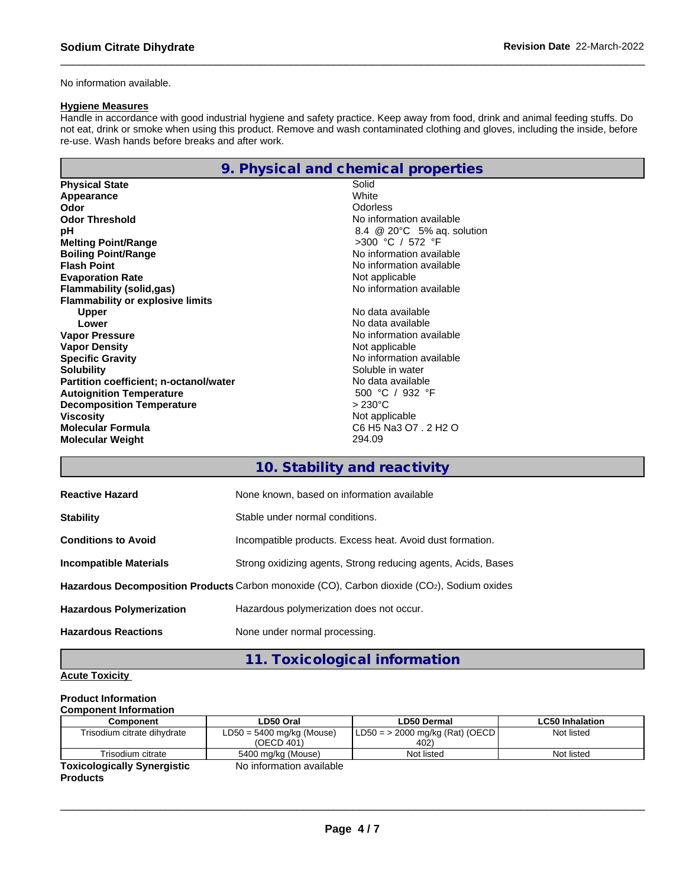No information available.

**Hygiene Measures**

Handle in accordance with good industrial hygiene and safety practice. Keep away from food, drink and animal feeding stuffs. Do not eat, drink or smoke when using this product. Remove and wash contaminated clothing and gloves, including the inside, before re-use. Wash hands before breaks and after work.

## 9. Physical and chemical properties

| | |
|---|---|
| **Physical State** | Solid |
| **Appearance** | White |
| **Odor** | Odorless |
| **Odor Threshold** | No information available |
| **pH** | 8.4 @ 20°C 5% aq. solution |
| **Melting Point/Range** | >300 °C / 572 °F |
| **Boiling Point/Range** | No information available |
| **Flash Point** | No information available |
| **Evaporation Rate** | Not applicable |
| **Flammability (solid,gas)** | No information available |
| **Flammability or explosive limits** | |
| **Upper** | No data available |
| **Lower** | No data available |
| **Vapor Pressure** | No information available |
| **Vapor Density** | Not applicable |
| **Specific Gravity** | No information available |
| **Solubility** | Soluble in water |
| **Partition coefficient; n-octanol/water** | No data available |
| **Autoignition Temperature** | 500 °C / 932 °F |
| **Decomposition Temperature** | > 230°C |
| **Viscosity** | Not applicable |
| **Molecular Formula** | $C_6 H_5 Na_3 O_7 . 2 H_2 O$ |
| **Molecular Weight** | 294.09 |

## 10. Stability and reactivity

| | |
|---|---|
| **Reactive Hazard** | None known, based on information available |
| **Stability** | Stable under normal conditions. |
| **Conditions to Avoid** | Incompatible products. Excess heat. Avoid dust formation. |
| **Incompatible Materials** | Strong oxidizing agents, Strong reducing agents, Acids, Bases |
| **Hazardous Decomposition Products** | Carbon monoxide (CO), Carbon dioxide ($CO_2$), Sodium oxides |
| **Hazardous Polymerization** | Hazardous polymerization does not occur. |
| **Hazardous Reactions** | None under normal processing. |

## 11. Toxicological information

**Acute Toxicity**

**Product Information**

**Component Information**

| Component | LD50 Oral | LD50 Dermal | LC50 Inhalation |
|---|---|---|---|
| Trisodium citrate dihydrate | LD50 = 5400 mg/kg (Mouse) (OECD 401) | LD50 = > 2000 mg/kg (Rat) (OECD 402) | Not listed |
| Trisodium citrate | 5400 mg/kg (Mouse) | Not listed | Not listed |

**Toxicologically Synergistic Products** No information available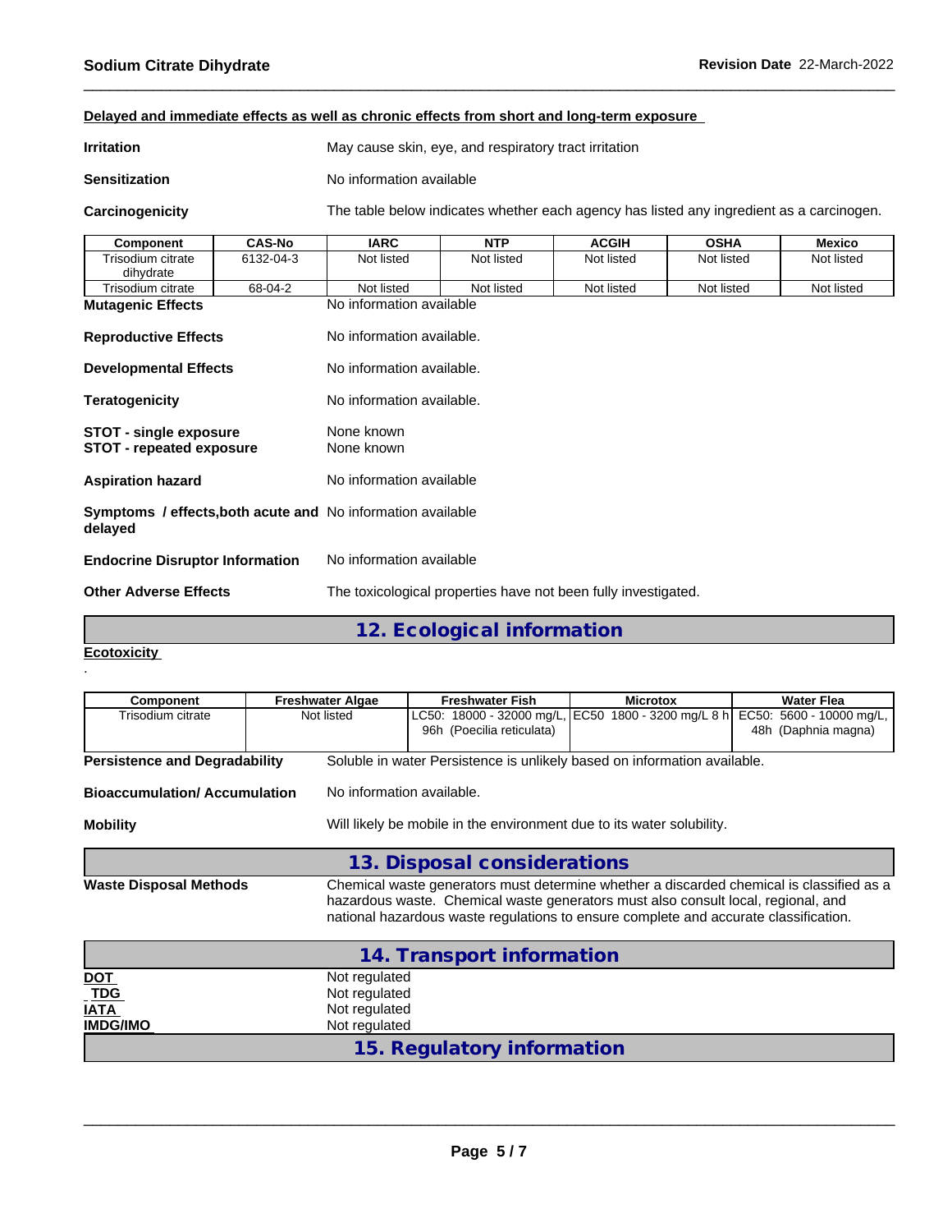**Delayed and immediate effects as well as chronic effects from short and long-term exposure**

**Irritation** May cause skin, eye, and respiratory tract irritation

**Sensitization** No information available

**Carcinogenicity** The table below indicates whether each agency has listed any ingredient as a carcinogen.

| Component | CAS-No | IARC | NTP | ACGIH | OSHA | Mexico |
|---|---|---|---|---|---|---|
| Trisodium citrate dihydrate | 6132-04-3 | Not listed | Not listed | Not listed | Not listed | Not listed |
| Trisodium citrate | 68-04-2 | Not listed | Not listed | Not listed | Not listed | Not listed |

**Mutagenic Effects** No information available

**Reproductive Effects** No information available.

**Developmental Effects** No information available.

**Teratogenicity** No information available.

**STOT - single exposure** None known
**STOT - repeated exposure** None known

**Aspiration hazard** No information available

**Symptoms / effects,both acute and delayed** No information available

**Endocrine Disruptor Information** No information available

**Other Adverse Effects** The toxicological properties have not been fully investigated.

## 12. Ecological information

**Ecotoxicity**

.

| Component | Freshwater Algae | Freshwater Fish | Microtox | Water Flea |
|---|---|---|---|---|
| Trisodium citrate | Not listed | LC50: 18000 - 32000 mg/L, 96h (Poecilia reticulata) | EC50 1800 - 3200 mg/L 8 h | EC50: 5600 - 10000 mg/L, 48h (Daphnia magna) |

**Persistence and Degradability** Soluble in water Persistence is unlikely based on information available.

**Bioaccumulation/ Accumulation** No information available.

**Mobility** Will likely be mobile in the environment due to its water solubility.

## 13. Disposal considerations

**Waste Disposal Methods** Chemical waste generators must determine whether a discarded chemical is classified as a hazardous waste. Chemical waste generators must also consult local, regional, and national hazardous waste regulations to ensure complete and accurate classification.

## 14. Transport information

**DOT** Not regulated
**TDG** Not regulated
**IATA** Not regulated
**IMDG/IMO** Not regulated

## 15. Regulatory information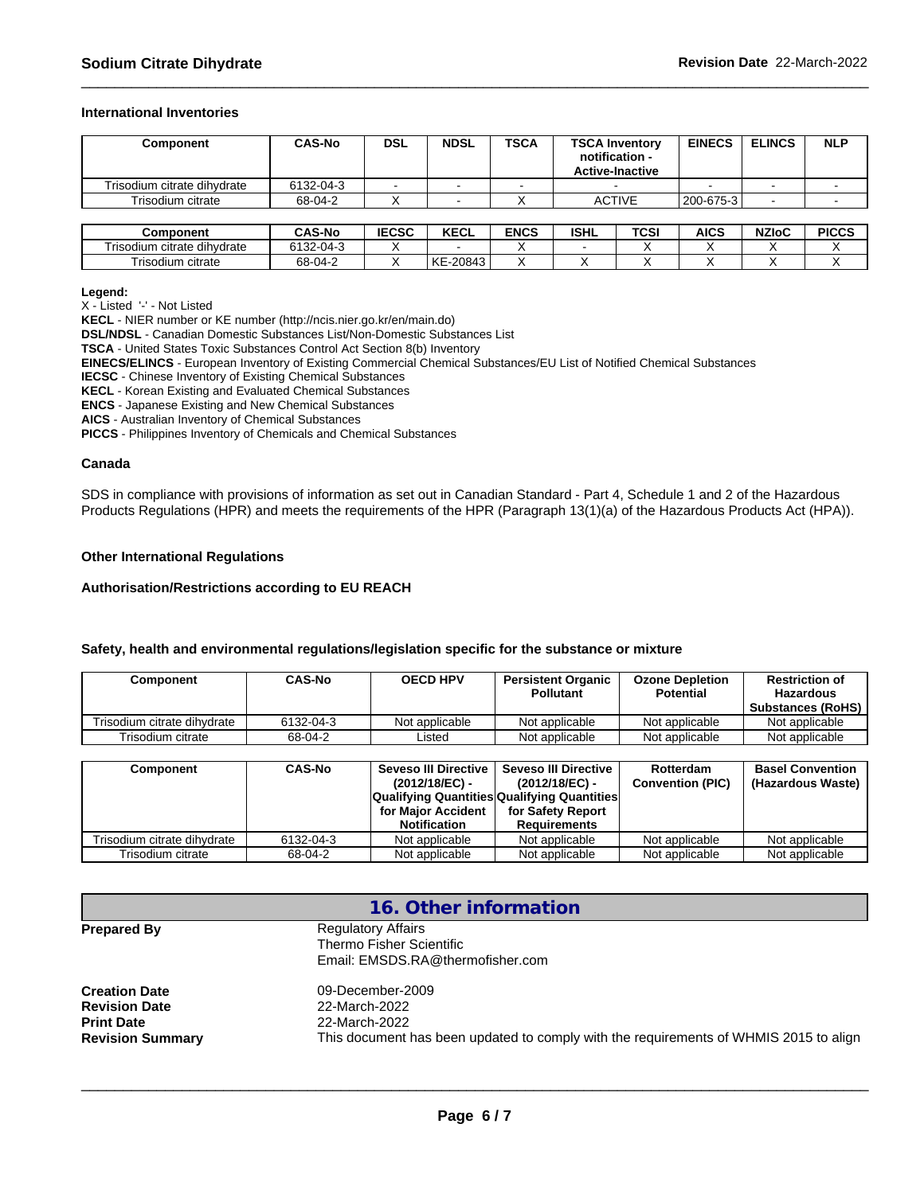### International Inventories

| Component | CAS-No | DSL | NDSL | TSCA | TSCA Inventory notification - Active-Inactive | EINECS | ELINCS | NLP |
|---|---|---|---|---|---|---|---|---|
| Trisodium citrate dihydrate | 6132-04-3 | - | - | - | - | - | - | - |
| Trisodium citrate | 68-04-2 | X | - | X | ACTIVE | 200-675-3 | - | - |

| Component | CAS-No | IECSC | KECL | ENCS | ISHL | TCSI | AICS | NZIoC | PICCS |
|---|---|---|---|---|---|---|---|---|---|
| Trisodium citrate dihydrate | 6132-04-3 | X | - | X | - | X | X | X | X |
| Trisodium citrate | 68-04-2 | X | KE-20843 | X | X | X | X | X | X |

**Legend:**
X - Listed '-' - Not Listed
**KECL** - NIER number or KE number (http://ncis.nier.go.kr/en/main.do)
**DSL/NDSL** - Canadian Domestic Substances List/Non-Domestic Substances List
**TSCA** - United States Toxic Substances Control Act Section 8(b) Inventory
**EINECS/ELINCS** - European Inventory of Existing Commercial Chemical Substances/EU List of Notified Chemical Substances
**IECSC** - Chinese Inventory of Existing Chemical Substances
**KECL** - Korean Existing and Evaluated Chemical Substances
**ENCS** - Japanese Existing and New Chemical Substances
**AICS** - Australian Inventory of Chemical Substances
**PICCS** - Philippines Inventory of Chemicals and Chemical Substances

### Canada

SDS in compliance with provisions of information as set out in Canadian Standard - Part 4, Schedule 1 and 2 of the Hazardous Products Regulations (HPR) and meets the requirements of the HPR (Paragraph 13(1)(a) of the Hazardous Products Act (HPA)).

### Other International Regulations

**Authorisation/Restrictions according to EU REACH**

**Safety, health and environmental regulations/legislation specific for the substance or mixture**

| Component | CAS-No | OECD HPV | Persistent Organic Pollutant | Ozone Depletion Potential | Restriction of Hazardous Substances (RoHS) |
|---|---|---|---|---|---|
| Trisodium citrate dihydrate | 6132-04-3 | Not applicable | Not applicable | Not applicable | Not applicable |
| Trisodium citrate | 68-04-2 | Listed | Not applicable | Not applicable | Not applicable |

| Component | CAS-No | Seveso III Directive (2012/18/EC) - Qualifying Quantities for Major Accident Notification | Seveso III Directive (2012/18/EC) - Qualifying Quantities for Safety Report Requirements | Rotterdam Convention (PIC) | Basel Convention (Hazardous Waste) |
|---|---|---|---|---|---|
| Trisodium citrate dihydrate | 6132-04-3 | Not applicable | Not applicable | Not applicable | Not applicable |
| Trisodium citrate | 68-04-2 | Not applicable | Not applicable | Not applicable | Not applicable |

## 16. Other information

**Prepared By**
Regulatory Affairs
Thermo Fisher Scientific
Email: EMSDS.RA@thermofisher.com

**Creation Date** 09-December-2009
**Revision Date** 22-March-2022
**Print Date** 22-March-2022
**Revision Summary** This document has been updated to comply with the requirements of WHMIS 2015 to align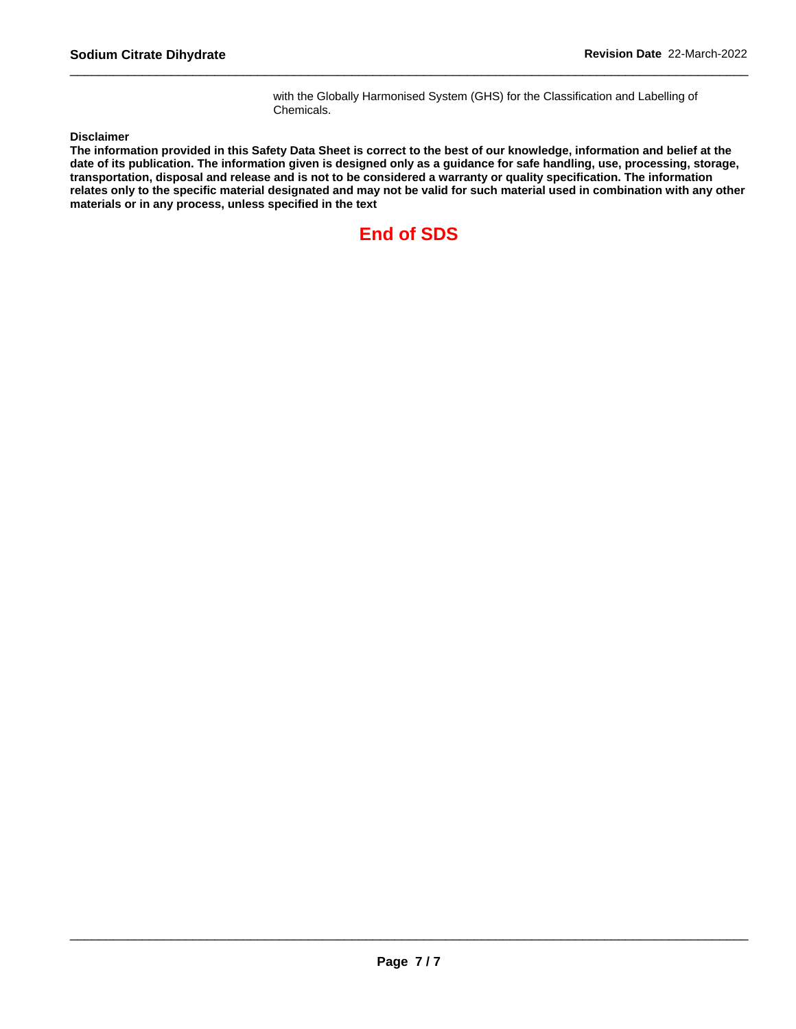with the Globally Harmonised System (GHS) for the Classification and Labelling of Chemicals.

**Disclaimer**

**The information provided in this Safety Data Sheet is correct to the best of our knowledge, information and belief at the date of its publication. The information given is designed only as a guidance for safe handling, use, processing, storage, transportation, disposal and release and is not to be considered a warranty or quality specification. The information relates only to the specific material designated and may not be valid for such material used in combination with any other materials or in any process, unless specified in the text**

**End of SDS**